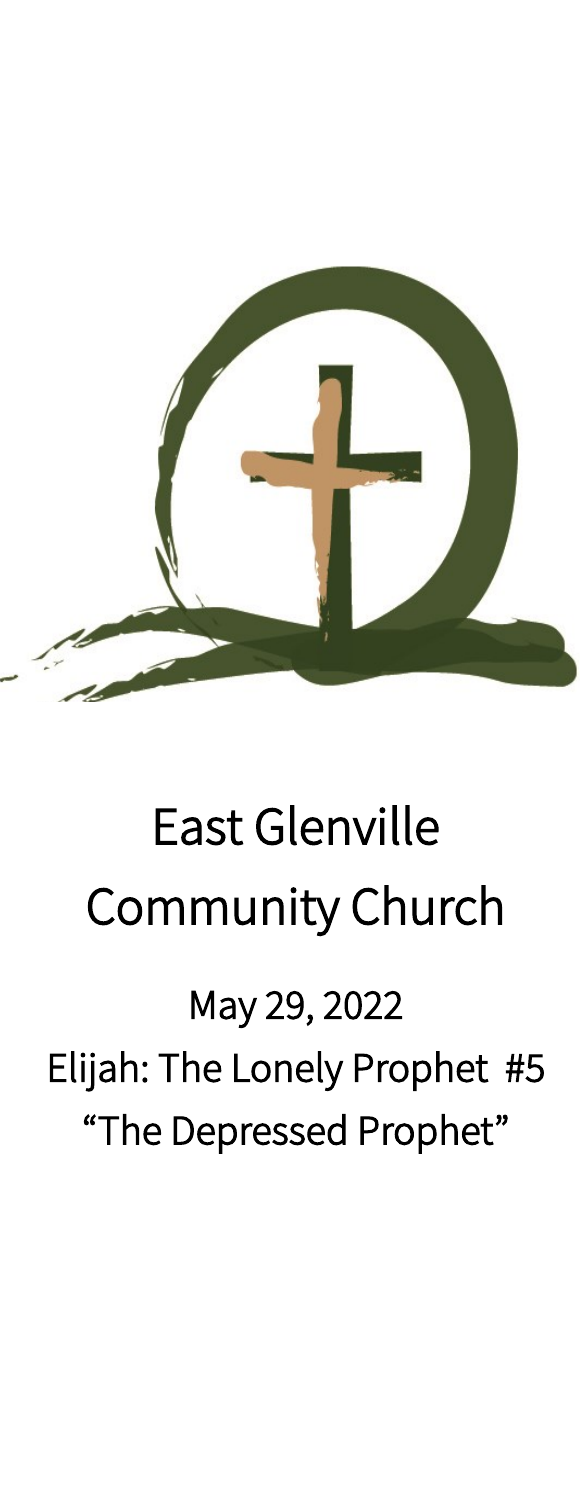# East Glenville Community Church

May 29, 2022

Elijah: The Lonely Prophet #5

"The Depressed Prophet"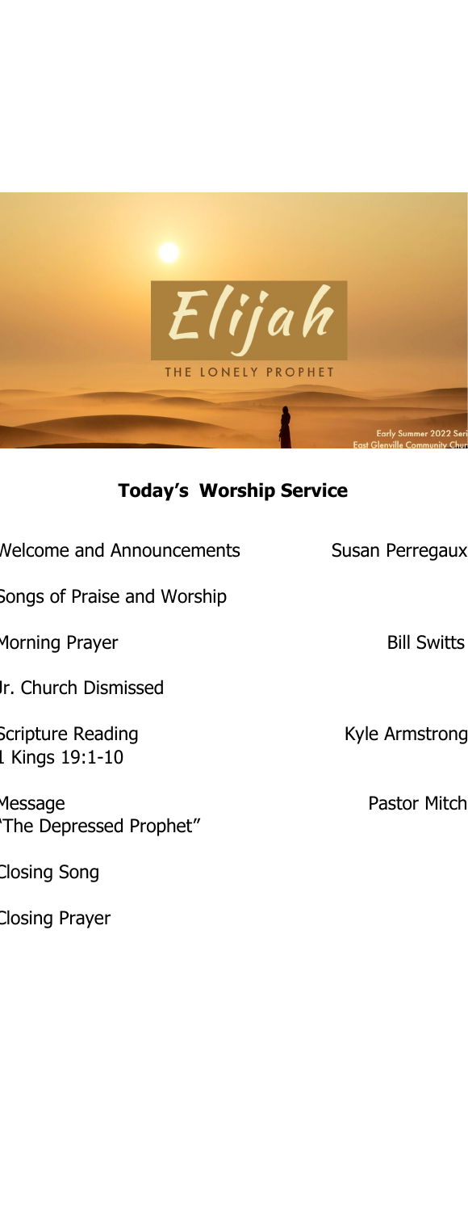Elijah

THE LONELY PROPHET

Early Summer 2022 Seri
East Glenville Community Chur

## Today's Worship Service

Welcome and Announcements — Susan Perregaux

Songs of Praise and Worship

Morning Prayer — Bill Switts

Jr. Church Dismissed

Scripture Reading — Kyle Armstrong
1 Kings 19:1-10

Message — Pastor Mitch
"The Depressed Prophet"

Closing Song

Closing Prayer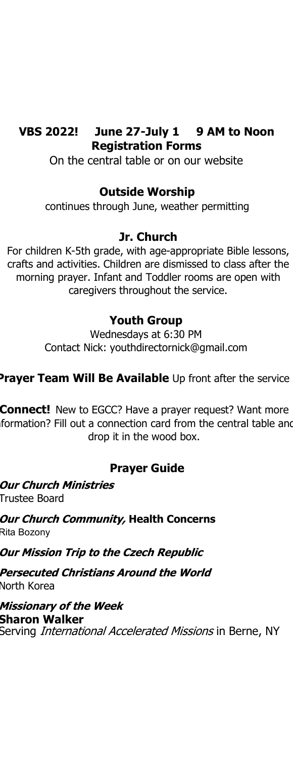**VBS 2022! June 27-July 1 9 AM to Noon**
**Registration Forms**

On the central table or on our website

**Outside Worship**

continues through June, weather permitting

**Jr. Church**

For children K-5th grade, with age-appropriate Bible lessons, crafts and activities. Children are dismissed to class after the morning prayer. Infant and Toddler rooms are open with caregivers throughout the service.

**Youth Group**

Wednesdays at 6:30 PM
Contact Nick: youthdirectornick@gmail.com

**Prayer Team Will Be Available** Up front after the service

**Connect!** New to EGCC? Have a prayer request? Want more information? Fill out a connection card from the central table and drop it in the wood box.

**Prayer Guide**

***Our Church Ministries***
Trustee Board

***Our Church Community,* Health Concerns**
Rita Bozony

***Our Mission Trip to the Czech Republic***

***Persecuted Christians Around the World***
North Korea

***Missionary of the Week***
**Sharon Walker**
Serving *International Accelerated Missions* in Berne, NY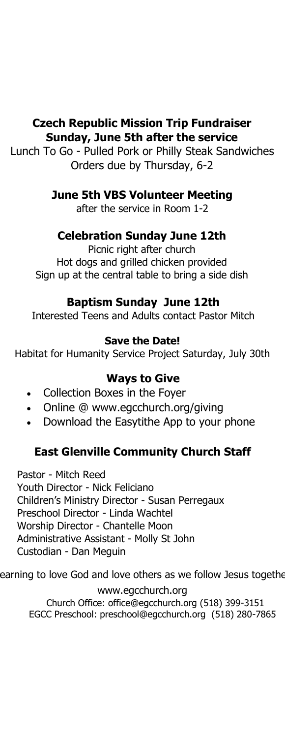**Czech Republic Mission Trip Fundraiser**
**Sunday, June 5th after the service**

Lunch To Go - Pulled Pork or Philly Steak Sandwiches
Orders due by Thursday, 6-2

**June 5th VBS Volunteer Meeting**

after the service in Room 1-2

**Celebration Sunday June 12th**

Picnic right after church
Hot dogs and grilled chicken provided
Sign up at the central table to bring a side dish

**Baptism Sunday June 12th**

Interested Teens and Adults contact Pastor Mitch

**Save the Date!**

Habitat for Humanity Service Project Saturday, July 30th

**Ways to Give**

- Collection Boxes in the Foyer
- Online @ www.egcchurch.org/giving
- Download the Easytithe App to your phone

**East Glenville Community Church Staff**

Pastor - Mitch Reed
Youth Director - Nick Feliciano
Children's Ministry Director - Susan Perregaux
Preschool Director - Linda Wachtel
Worship Director - Chantelle Moon
Administrative Assistant - Molly St John
Custodian - Dan Meguin

earning to love God and love others as we follow Jesus togethe

www.egcchurch.org
Church Office: office@egcchurch.org (518) 399-3151
EGCC Preschool: preschool@egcchurch.org (518) 280-7865